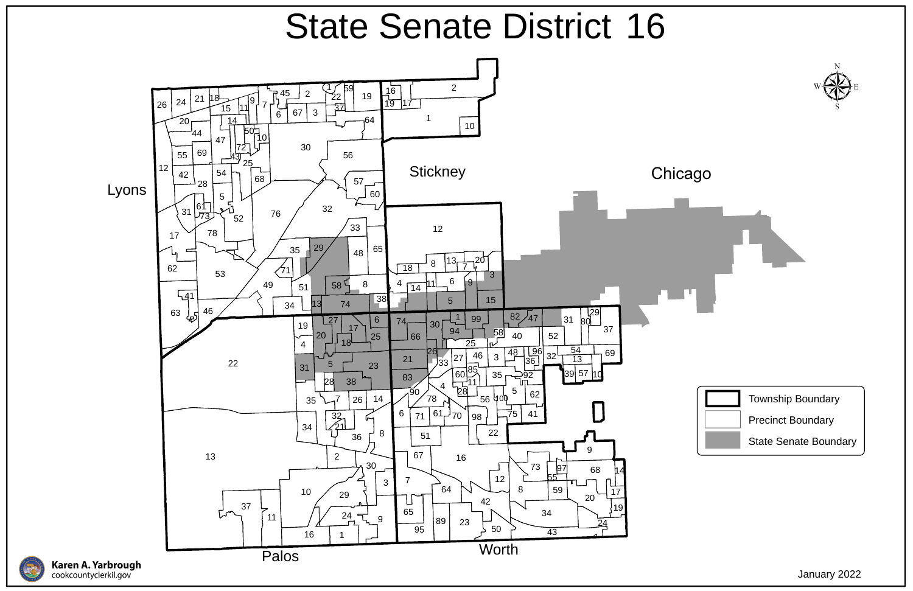# State Senate District 16

Lyons

Stickney

Chicago

Palos

Worth

- Township Boundary
- Precinct Boundary
- State Senate Boundary

Karen A. Yarbrough
cookcountyclerkil.gov

January 2022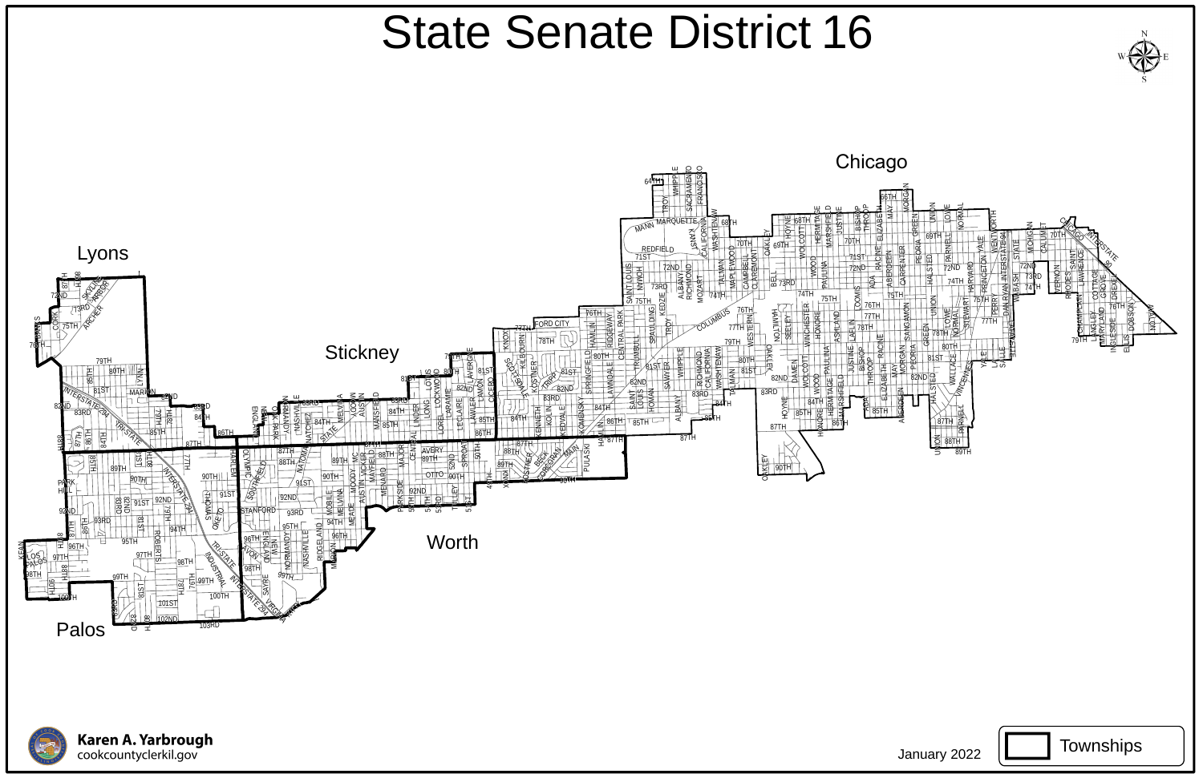# State Senate District 16

Chicago

Lyons

Stickney

Worth

Palos

Karen A. Yarbrough
cookcountyclerkil.gov

January 2022

Townships